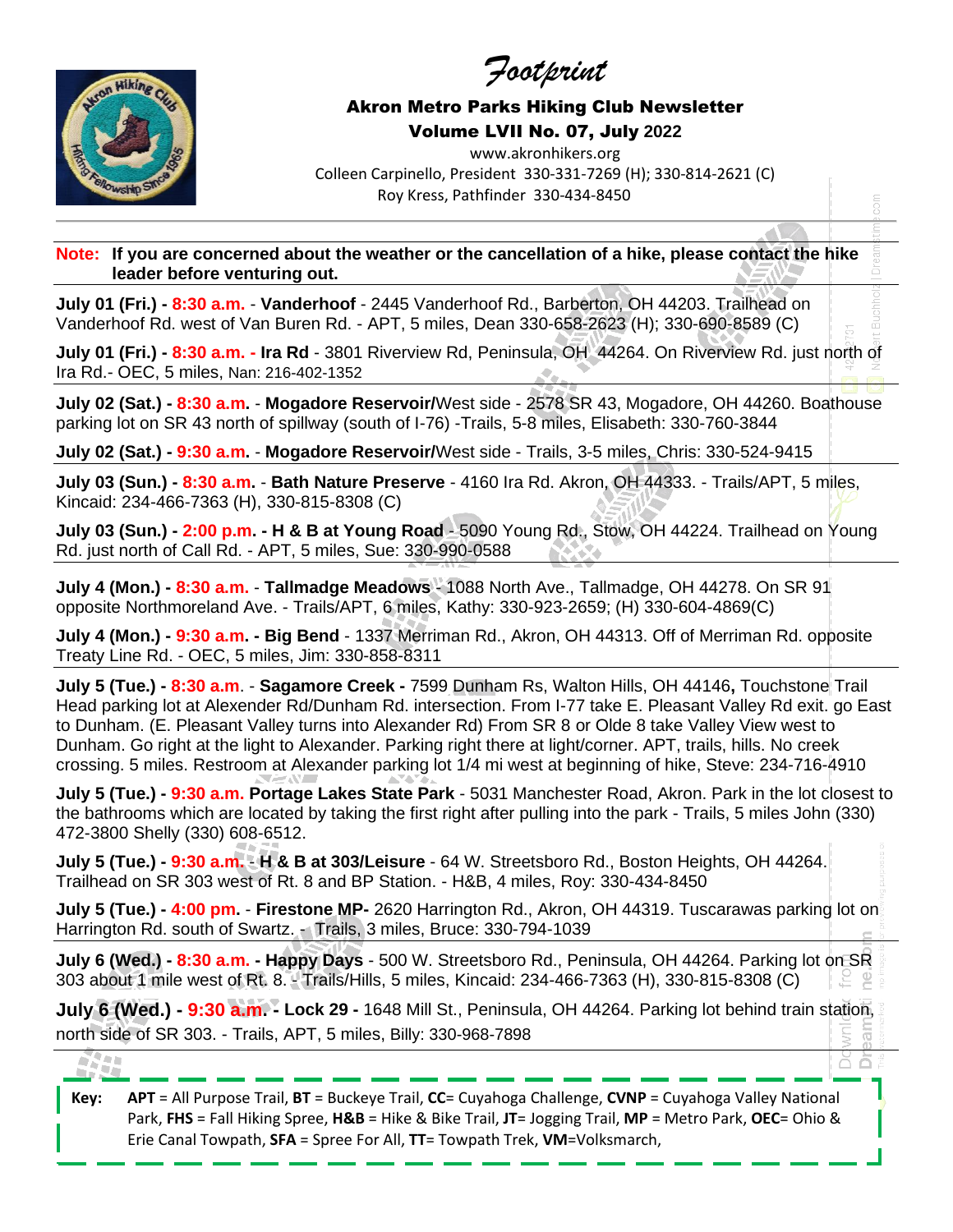# *Footprint*

**Akron Metro Parks Hiking Club Newsletter**

**Volume LVII No. 07, July 2022**

www.akronhikers.org

Colleen Carpinello, President 330-331-7269 (H); 330-814-2621 (C)

Roy Kress, Pathfinder 330-434-8450

---

**Note: If you are concerned about the weather or the cancellation of a hike, please contact the hike leader before venturing out.**

**July 01 (Fri.) - 8:30 a.m.** - **Vanderhoof** - 2445 Vanderhoof Rd., Barberton, OH 44203. Trailhead on Vanderhoof Rd. west of Van Buren Rd. - APT, 5 miles, Dean 330-658-2623 (H); 330-690-8589 (C)

**July 01 (Fri.) - 8:30 a.m. - Ira Rd** - 3801 Riverview Rd, Peninsula, OH 44264. On Riverview Rd. just north of Ira Rd.- OEC, 5 miles, Nan: 216-402-1352

**July 02 (Sat.) - 8:30 a.m.** - **Mogadore Reservoir/**West side - 2578 SR 43, Mogadore, OH 44260. Boathouse parking lot on SR 43 north of spillway (south of I-76) -Trails, 5-8 miles, Elisabeth: 330-760-3844

**July 02 (Sat.) - 9:30 a.m.** - **Mogadore Reservoir/**West side - Trails, 3-5 miles, Chris: 330-524-9415

**July 03 (Sun.) - 8:30 a.m.** - **Bath Nature Preserve** - 4160 Ira Rd. Akron, OH 44333. - Trails/APT, 5 miles, Kincaid: 234-466-7363 (H), 330-815-8308 (C)

**July 03 (Sun.) - 2:00 p.m. - H & B at Young Road** - 5090 Young Rd., Stow, OH 44224. Trailhead on Young Rd. just north of Call Rd. - APT, 5 miles, Sue: 330-990-0588

**July 4 (Mon.) - 8:30 a.m.** - **Tallmadge Meadows** - 1088 North Ave., Tallmadge, OH 44278. On SR 91 opposite Northmoreland Ave. - Trails/APT, 6 miles, Kathy: 330-923-2659; (H) 330-604-4869(C)

**July 4 (Mon.) - 9:30 a.m. - Big Bend** - 1337 Merriman Rd., Akron, OH 44313. Off of Merriman Rd. opposite Treaty Line Rd. - OEC, 5 miles, Jim: 330-858-8311

**July 5 (Tue.) - 8:30 a.m.** - **Sagamore Creek -** 7599 Dunham Rs, Walton Hills, OH 44146**,** Touchstone Trail Head parking lot at Alexender Rd/Dunham Rd. intersection. From I-77 take E. Pleasant Valley Rd exit. go East to Dunham. (E. Pleasant Valley turns into Alexander Rd) From SR 8 or Olde 8 take Valley View west to Dunham. Go right at the light to Alexander. Parking right there at light/corner. APT, trails, hills. No creek crossing. 5 miles. Restroom at Alexander parking lot 1/4 mi west at beginning of hike, Steve: 234-716-4910

**July 5 (Tue.) - 9:30 a.m. Portage Lakes State Park** - 5031 Manchester Road, Akron. Park in the lot closest to the bathrooms which are located by taking the first right after pulling into the park - Trails, 5 miles John (330) 472-3800 Shelly (330) 608-6512.

**July 5 (Tue.) - 9:30 a.m.** - **H & B at 303/Leisure** - 64 W. Streetsboro Rd., Boston Heights, OH 44264. Trailhead on SR 303 west of Rt. 8 and BP Station. - H&B, 4 miles, Roy: 330-434-8450

**July 5 (Tue.) - 4:00 pm.** - **Firestone MP-** 2620 Harrington Rd., Akron, OH 44319. Tuscarawas parking lot on Harrington Rd. south of Swartz. - Trails, 3 miles, Bruce: 330-794-1039

**July 6 (Wed.) - 8:30 a.m. - Happy Days** - 500 W. Streetsboro Rd., Peninsula, OH 44264. Parking lot on SR 303 about 1 mile west of Rt. 8. - Trails/Hills, 5 miles, Kincaid: 234-466-7363 (H), 330-815-8308 (C)

**July 6 (Wed.) - 9:30 a.m. - Lock 29 -** 1648 Mill St., Peninsula, OH 44264. Parking lot behind train station, north side of SR 303. - Trails, APT, 5 miles, Billy: 330-968-7898

---

**Key:** **APT** = All Purpose Trail, **BT** = Buckeye Trail, **CC**= Cuyahoga Challenge, **CVNP** = Cuyahoga Valley National Park, **FHS** = Fall Hiking Spree, **H&B** = Hike & Bike Trail, **JT**= Jogging Trail, **MP** = Metro Park, **OEC**= Ohio & Erie Canal Towpath, **SFA** = Spree For All, **TT**= Towpath Trek, **VM**=Volksmarch,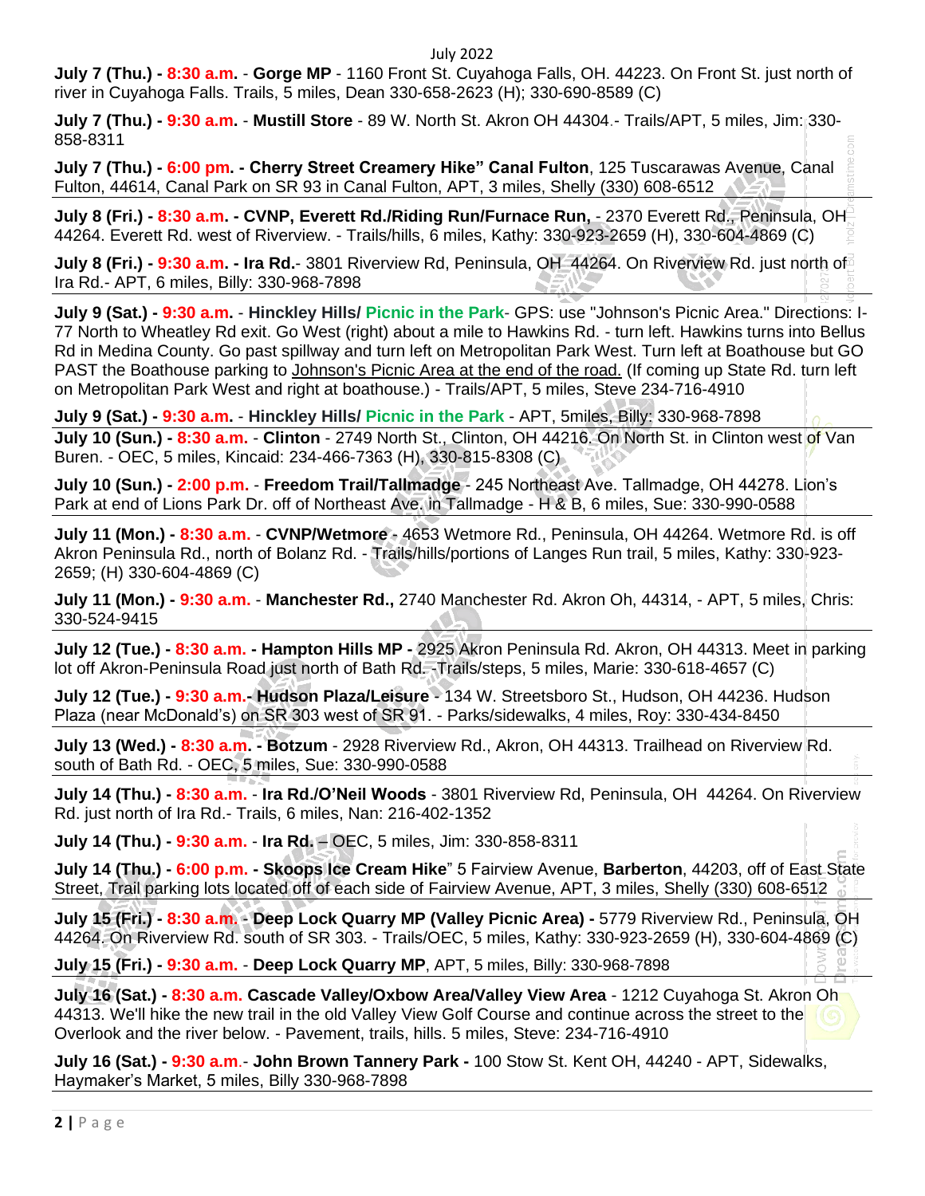July 2022

**July 7 (Thu.) - 8:30 a.m.** - **Gorge MP** - 1160 Front St. Cuyahoga Falls, OH. 44223. On Front St. just north of river in Cuyahoga Falls. Trails, 5 miles, Dean 330-658-2623 (H); 330-690-8589 (C)

**July 7 (Thu.) - 9:30 a.m.** - **Mustill Store** - 89 W. North St. Akron OH 44304.- Trails/APT, 5 miles, Jim: 330-858-8311

**July 7 (Thu.) - 6:00 pm. - Cherry Street Creamery Hike" Canal Fulton**, 125 Tuscarawas Avenue, Canal Fulton, 44614, Canal Park on SR 93 in Canal Fulton, APT, 3 miles, Shelly (330) 608-6512

**July 8 (Fri.) - 8:30 a.m. - CVNP, Everett Rd./Riding Run/Furnace Run,** - 2370 Everett Rd., Peninsula, OH 44264. Everett Rd. west of Riverview. - Trails/hills, 6 miles, Kathy: 330-923-2659 (H), 330-604-4869 (C)

**July 8 (Fri.) - 9:30 a.m. - Ira Rd.**- 3801 Riverview Rd, Peninsula, OH 44264. On Riverview Rd. just north of Ira Rd.- APT, 6 miles, Billy: 330-968-7898

**July 9 (Sat.) - 9:30 a.m.** - **Hinckley Hills/ Picnic in the Park**- GPS: use "Johnson's Picnic Area." Directions: I-77 North to Wheatley Rd exit. Go West (right) about a mile to Hawkins Rd. - turn left. Hawkins turns into Bellus Rd in Medina County. Go past spillway and turn left on Metropolitan Park West. Turn left at Boathouse but GO PAST the Boathouse parking to Johnson's Picnic Area at the end of the road. (If coming up State Rd. turn left on Metropolitan Park West and right at boathouse.) - Trails/APT, 5 miles, Steve 234-716-4910

**July 9 (Sat.) - 9:30 a.m.** - **Hinckley Hills/ Picnic in the Park** - APT, 5miles, Billy: 330-968-7898

**July 10 (Sun.) - 8:30 a.m.** - **Clinton** - 2749 North St., Clinton, OH 44216. On North St. in Clinton west of Van Buren. - OEC, 5 miles, Kincaid: 234-466-7363 (H), 330-815-8308 (C)

**July 10 (Sun.) - 2:00 p.m.** - **Freedom Trail/Tallmadge** - 245 Northeast Ave. Tallmadge, OH 44278. Lion's Park at end of Lions Park Dr. off of Northeast Ave. in Tallmadge - H & B, 6 miles, Sue: 330-990-0588

**July 11 (Mon.) - 8:30 a.m.** - **CVNP/Wetmore** - 4653 Wetmore Rd., Peninsula, OH 44264. Wetmore Rd. is off Akron Peninsula Rd., north of Bolanz Rd. - Trails/hills/portions of Langes Run trail, 5 miles, Kathy: 330-923-2659; (H) 330-604-4869 (C)

**July 11 (Mon.) - 9:30 a.m.** - **Manchester Rd.,** 2740 Manchester Rd. Akron Oh, 44314, - APT, 5 miles, Chris: 330-524-9415

**July 12 (Tue.) - 8:30 a.m. - Hampton Hills MP -** 2925 Akron Peninsula Rd. Akron, OH 44313. Meet in parking lot off Akron-Peninsula Road just north of Bath Rd. -Trails/steps, 5 miles, Marie: 330-618-4657 (C)

**July 12 (Tue.) - 9:30 a.m.- Hudson Plaza/Leisure** - 134 W. Streetsboro St., Hudson, OH 44236. Hudson Plaza (near McDonald's) on SR 303 west of SR 91. - Parks/sidewalks, 4 miles, Roy: 330-434-8450

**July 13 (Wed.) - 8:30 a.m. - Botzum** - 2928 Riverview Rd., Akron, OH 44313. Trailhead on Riverview Rd. south of Bath Rd. - OEC, 5 miles, Sue: 330-990-0588

**July 14 (Thu.) - 8:30 a.m.** - **Ira Rd./O'Neil Woods** - 3801 Riverview Rd, Peninsula, OH 44264. On Riverview Rd. just north of Ira Rd.- Trails, 6 miles, Nan: 216-402-1352

**July 14 (Thu.) - 9:30 a.m.** - **Ira Rd.** – OEC, 5 miles, Jim: 330-858-8311

**July 14 (Thu.) - 6:00 p.m. - Skoops Ice Cream Hike**" 5 Fairview Avenue, **Barberton**, 44203, off of East State Street, Trail parking lots located off of each side of Fairview Avenue, APT, 3 miles, Shelly (330) 608-6512

**July 15 (Fri.) - 8:30 a.m. - Deep Lock Quarry MP (Valley Picnic Area) -** 5779 Riverview Rd., Peninsula, OH 44264. On Riverview Rd. south of SR 303. - Trails/OEC, 5 miles, Kathy: 330-923-2659 (H), 330-604-4869 (C)

**July 15 (Fri.) - 9:30 a.m.** - **Deep Lock Quarry MP**, APT, 5 miles, Billy: 330-968-7898

**July 16 (Sat.) - 8:30 a.m. Cascade Valley/Oxbow Area/Valley View Area** - 1212 Cuyahoga St. Akron Oh 44313. We'll hike the new trail in the old Valley View Golf Course and continue across the street to the Overlook and the river below. - Pavement, trails, hills. 5 miles, Steve: 234-716-4910

**July 16 (Sat.) - 9:30 a.m.**- **John Brown Tannery Park -** 100 Stow St. Kent OH, 44240 - APT, Sidewalks, Haymaker's Market, 5 miles, Billy 330-968-7898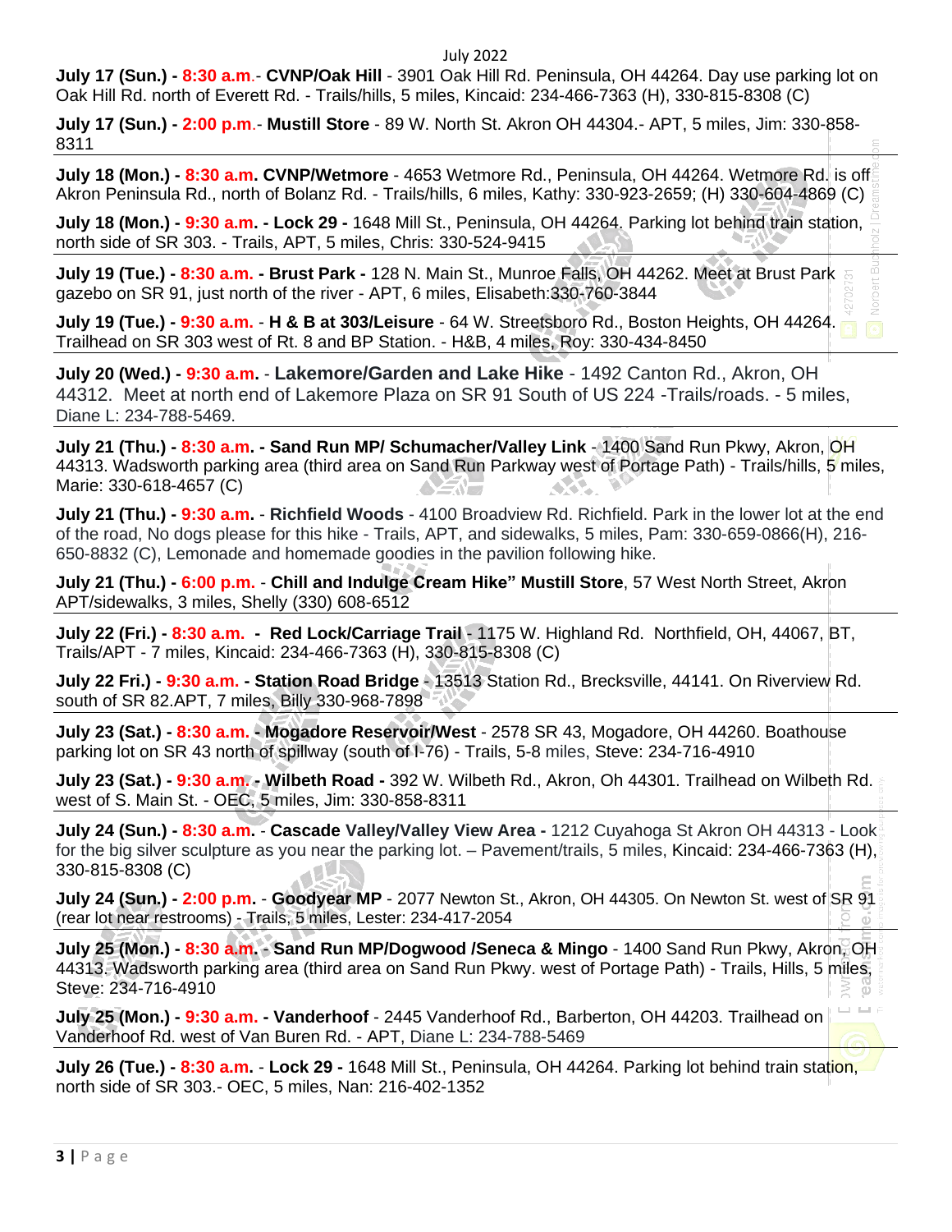July 2022

**July 17 (Sun.) - 8:30 a.m.- CVNP/Oak Hill** - 3901 Oak Hill Rd. Peninsula, OH 44264. Day use parking lot on Oak Hill Rd. north of Everett Rd. - Trails/hills, 5 miles, Kincaid: 234-466-7363 (H), 330-815-8308 (C)

**July 17 (Sun.) - 2:00 p.m.- Mustill Store** - 89 W. North St. Akron OH 44304.- APT, 5 miles, Jim: 330-858-8311

---

**July 18 (Mon.) - 8:30 a.m. CVNP/Wetmore** - 4653 Wetmore Rd., Peninsula, OH 44264. Wetmore Rd. is off Akron Peninsula Rd., north of Bolanz Rd. - Trails/hills, 6 miles, Kathy: 330-923-2659; (H) 330-604-4869 (C)

**July 18 (Mon.) - 9:30 a.m. - Lock 29 -** 1648 Mill St., Peninsula, OH 44264. Parking lot behind train station, north side of SR 303. - Trails, APT, 5 miles, Chris: 330-524-9415

---

**July 19 (Tue.) - 8:30 a.m. - Brust Park -** 128 N. Main St., Munroe Falls, OH 44262. Meet at Brust Park gazebo on SR 91, just north of the river - APT, 6 miles, Elisabeth:330-760-3844

**July 19 (Tue.) - 9:30 a.m. - H & B at 303/Leisure** - 64 W. Streetsboro Rd., Boston Heights, OH 44264. Trailhead on SR 303 west of Rt. 8 and BP Station. - H&B, 4 miles, Roy: 330-434-8450

---

**July 20 (Wed.) - 9:30 a.m. - Lakemore/Garden and Lake Hike** - 1492 Canton Rd., Akron, OH 44312. Meet at north end of Lakemore Plaza on SR 91 South of US 224 -Trails/roads. - 5 miles, Diane L: 234-788-5469.

---

**July 21 (Thu.) - 8:30 a.m. - Sand Run MP/ Schumacher/Valley Link** - 1400 Sand Run Pkwy, Akron, OH 44313. Wadsworth parking area (third area on Sand Run Parkway west of Portage Path) - Trails/hills, 5 miles, Marie: 330-618-4657 (C)

**July 21 (Thu.) - 9:30 a.m. - Richfield Woods** - 4100 Broadview Rd. Richfield. Park in the lower lot at the end of the road, No dogs please for this hike - Trails, APT, and sidewalks, 5 miles, Pam: 330-659-0866(H), 216-650-8832 (C), Lemonade and homemade goodies in the pavilion following hike.

**July 21 (Thu.) - 6:00 p.m. - Chill and Indulge Cream Hike" Mustill Store**, 57 West North Street, Akron APT/sidewalks, 3 miles, Shelly (330) 608-6512

---

**July 22 (Fri.) - 8:30 a.m. - Red Lock/Carriage Trail** - 1175 W. Highland Rd. Northfield, OH, 44067, BT, Trails/APT - 7 miles, Kincaid: 234-466-7363 (H), 330-815-8308 (C)

**July 22 Fri.) - 9:30 a.m. - Station Road Bridge** - 13513 Station Rd., Brecksville, 44141. On Riverview Rd. south of SR 82.APT, 7 miles, Billy 330-968-7898

---

**July 23 (Sat.) - 8:30 a.m. - Mogadore Reservoir/West** - 2578 SR 43, Mogadore, OH 44260. Boathouse parking lot on SR 43 north of spillway (south of I-76) - Trails, 5-8 miles, Steve: 234-716-4910

**July 23 (Sat.) - 9:30 a.m. - Wilbeth Road -** 392 W. Wilbeth Rd., Akron, Oh 44301. Trailhead on Wilbeth Rd. west of S. Main St. - OEC, 5 miles, Jim: 330-858-8311

---

**July 24 (Sun.) - 8:30 a.m. - Cascade Valley/Valley View Area -** 1212 Cuyahoga St Akron OH 44313 - Look for the big silver sculpture as you near the parking lot. – Pavement/trails, 5 miles, Kincaid: 234-466-7363 (H), 330-815-8308 (C)

**July 24 (Sun.) - 2:00 p.m. - Goodyear MP** - 2077 Newton St., Akron, OH 44305. On Newton St. west of SR 91 (rear lot near restrooms) - Trails, 5 miles, Lester: 234-417-2054

---

**July 25 (Mon.) - 8:30 a.m. - Sand Run MP/Dogwood /Seneca & Mingo** - 1400 Sand Run Pkwy, Akron, OH 44313. Wadsworth parking area (third area on Sand Run Pkwy. west of Portage Path) - Trails, Hills, 5 miles, Steve: 234-716-4910

**July 25 (Mon.) - 9:30 a.m. - Vanderhoof** - 2445 Vanderhoof Rd., Barberton, OH 44203. Trailhead on Vanderhoof Rd. west of Van Buren Rd. - APT, Diane L: 234-788-5469

---

**July 26 (Tue.) - 8:30 a.m. - Lock 29 -** 1648 Mill St., Peninsula, OH 44264. Parking lot behind train station, north side of SR 303.- OEC, 5 miles, Nan: 216-402-1352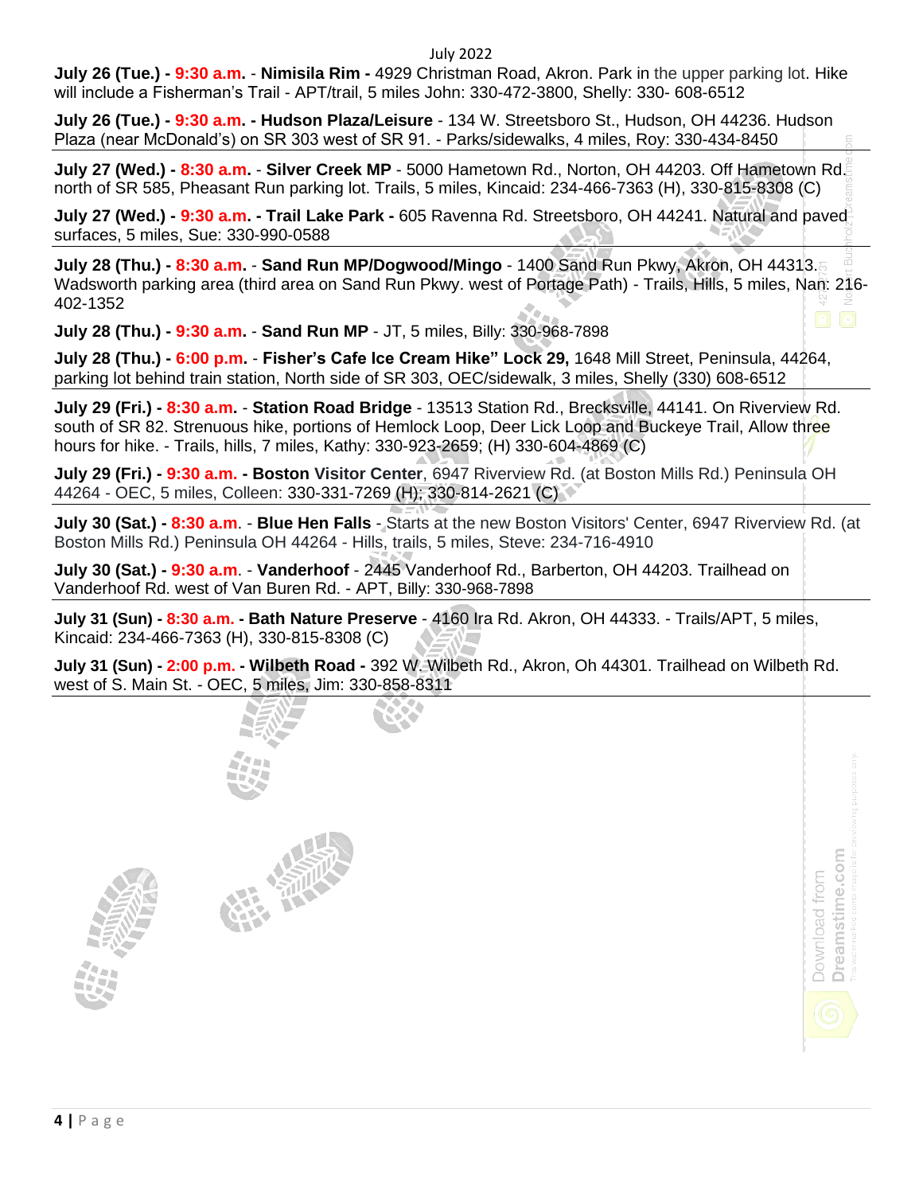July 2022

**July 26 (Tue.) - 9:30 a.m.** - **Nimisila Rim -** 4929 Christman Road, Akron. Park in the upper parking lot. Hike will include a Fisherman's Trail - APT/trail, 5 miles John: 330-472-3800, Shelly: 330- 608-6512

**July 26 (Tue.) - 9:30 a.m. - Hudson Plaza/Leisure** - 134 W. Streetsboro St., Hudson, OH 44236. Hudson Plaza (near McDonald's) on SR 303 west of SR 91. - Parks/sidewalks, 4 miles, Roy: 330-434-8450

---

**July 27 (Wed.) - 8:30 a.m.** - **Silver Creek MP** - 5000 Hametown Rd., Norton, OH 44203. Off Hametown Rd. north of SR 585, Pheasant Run parking lot. Trails, 5 miles, Kincaid: 234-466-7363 (H), 330-815-8308 (C)

**July 27 (Wed.) - 9:30 a.m. - Trail Lake Park -** 605 Ravenna Rd. Streetsboro, OH 44241. Natural and paved surfaces, 5 miles, Sue: 330-990-0588

---

**July 28 (Thu.) - 8:30 a.m.** - **Sand Run MP/Dogwood/Mingo** - 1400 Sand Run Pkwy, Akron, OH 44313. Wadsworth parking area (third area on Sand Run Pkwy. west of Portage Path) - Trails, Hills, 5 miles, Nan: 216-402-1352

**July 28 (Thu.) - 9:30 a.m.** - **Sand Run MP** - JT, 5 miles, Billy: 330-968-7898

**July 28 (Thu.) - 6:00 p.m.** - **Fisher's Cafe Ice Cream Hike" Lock 29,** 1648 Mill Street, Peninsula, 44264, parking lot behind train station, North side of SR 303, OEC/sidewalk, 3 miles, Shelly (330) 608-6512

---

**July 29 (Fri.) - 8:30 a.m.** - **Station Road Bridge** - 13513 Station Rd., Brecksville, 44141. On Riverview Rd. south of SR 82. Strenuous hike, portions of Hemlock Loop, Deer Lick Loop and Buckeye Trail, Allow three hours for hike. - Trails, hills, 7 miles, Kathy: 330-923-2659; (H) 330-604-4869 (C)

**July 29 (Fri.) - 9:30 a.m. - Boston Visitor Center**, 6947 Riverview Rd. (at Boston Mills Rd.) Peninsula OH 44264 - OEC, 5 miles, Colleen: 330-331-7269 (H); 330-814-2621 (C)

---

**July 30 (Sat.) - 8:30 a.m**. - **Blue Hen Falls** - Starts at the new Boston Visitors' Center, 6947 Riverview Rd. (at Boston Mills Rd.) Peninsula OH 44264 - Hills, trails, 5 miles, Steve: 234-716-4910

**July 30 (Sat.) - 9:30 a.m**. - **Vanderhoof** - 2445 Vanderhoof Rd., Barberton, OH 44203. Trailhead on Vanderhoof Rd. west of Van Buren Rd. - APT, Billy: 330-968-7898

---

**July 31 (Sun) - 8:30 a.m. - Bath Nature Preserve** - 4160 Ira Rd. Akron, OH 44333. - Trails/APT, 5 miles, Kincaid: 234-466-7363 (H), 330-815-8308 (C)

**July 31 (Sun) - 2:00 p.m. - Wilbeth Road -** 392 W. Wilbeth Rd., Akron, Oh 44301. Trailhead on Wilbeth Rd. west of S. Main St. - OEC, 5 miles, Jim: 330-858-8311